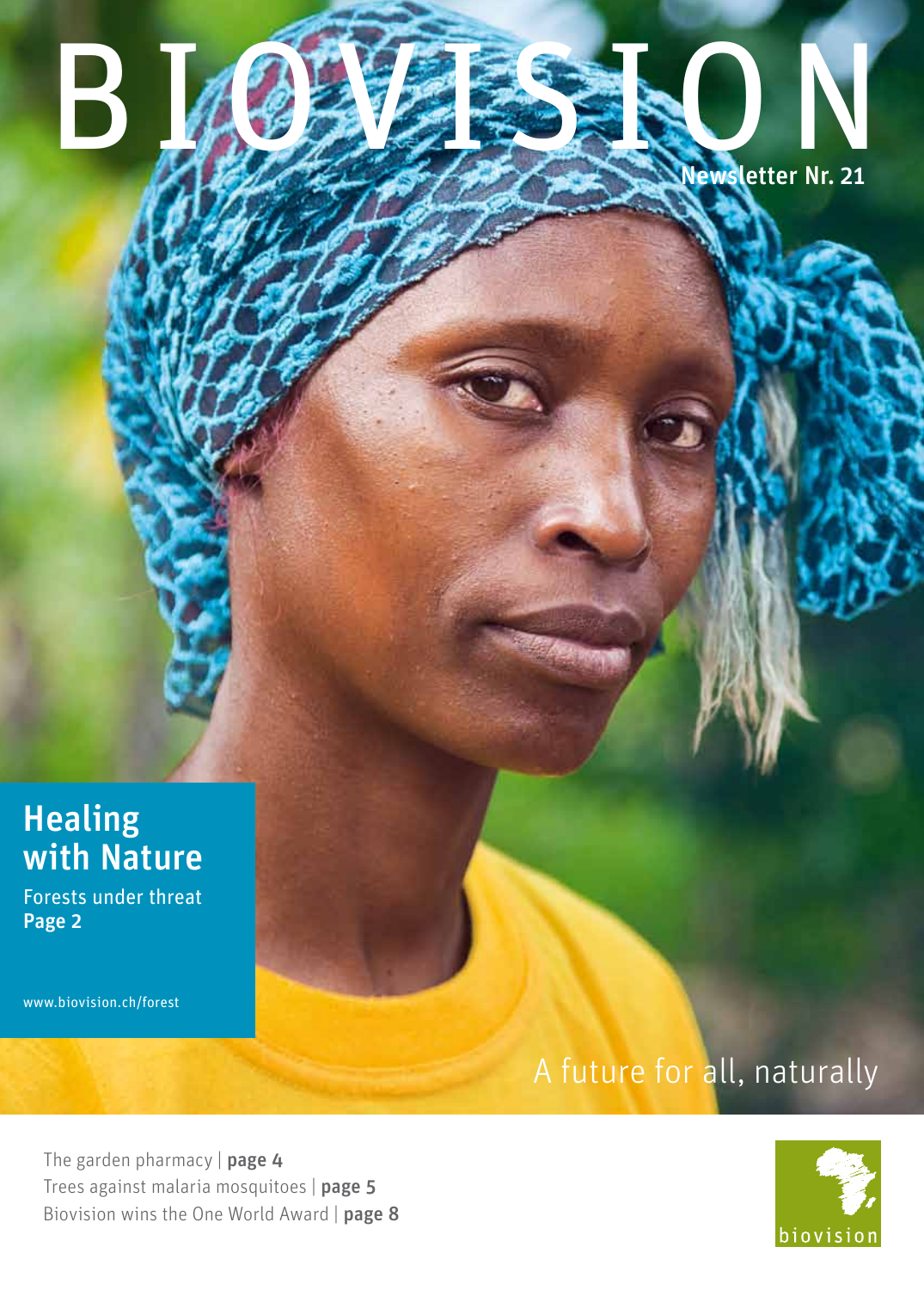# BIOVISION

Newsletter Nr. 21

## Healing with Nature

Forests under threat
**Page 2**

www.biovision.ch/forest

A future for all, naturally

The garden pharmacy | **page 4**
Trees against malaria mosquitoes | **page 5**
Biovision wins the One World Award | **page 8**

biovision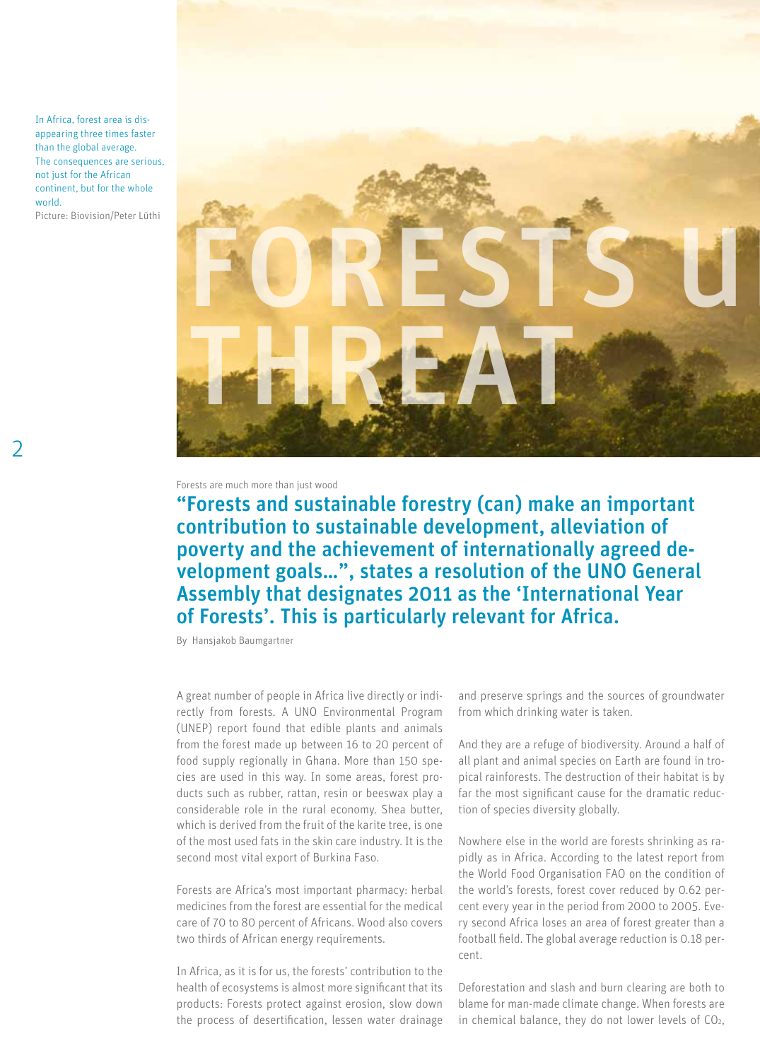In Africa, forest area is disappearing three times faster than the global average. The consequences are serious, not just for the African continent, but for the whole world.
Picture: Biovision/Peter Lüthi

# FORESTS U THREAT

Forests are much more than just wood

## "Forests and sustainable forestry (can) make an important contribution to sustainable development, alleviation of poverty and the achievement of internationally agreed development goals…", states a resolution of the UNO General Assembly that designates 2011 as the 'International Year of Forests'. This is particularly relevant for Africa.

By Hansjakob Baumgartner

A great number of people in Africa live directly or indirectly from forests. A UNO Environmental Program (UNEP) report found that edible plants and animals from the forest made up between 16 to 20 percent of food supply regionally in Ghana. More than 150 species are used in this way. In some areas, forest products such as rubber, rattan, resin or beeswax play a considerable role in the rural economy. Shea butter, which is derived from the fruit of the karite tree, is one of the most used fats in the skin care industry. It is the second most vital export of Burkina Faso.

Forests are Africa's most important pharmacy: herbal medicines from the forest are essential for the medical care of 70 to 80 percent of Africans. Wood also covers two thirds of African energy requirements.

In Africa, as it is for us, the forests' contribution to the health of ecosystems is almost more significant that its products: Forests protect against erosion, slow down the process of desertification, lessen water drainage and preserve springs and the sources of groundwater from which drinking water is taken.

And they are a refuge of biodiversity. Around a half of all plant and animal species on Earth are found in tropical rainforests. The destruction of their habitat is by far the most significant cause for the dramatic reduction of species diversity globally.

Nowhere else in the world are forests shrinking as rapidly as in Africa. According to the latest report from the World Food Organisation FAO on the condition of the world's forests, forest cover reduced by 0.62 percent every year in the period from 2000 to 2005. Every second Africa loses an area of forest greater than a football field. The global average reduction is 0.18 percent.

Deforestation and slash and burn clearing are both to blame for man-made climate change. When forests are in chemical balance, they do not lower levels of $CO_2$,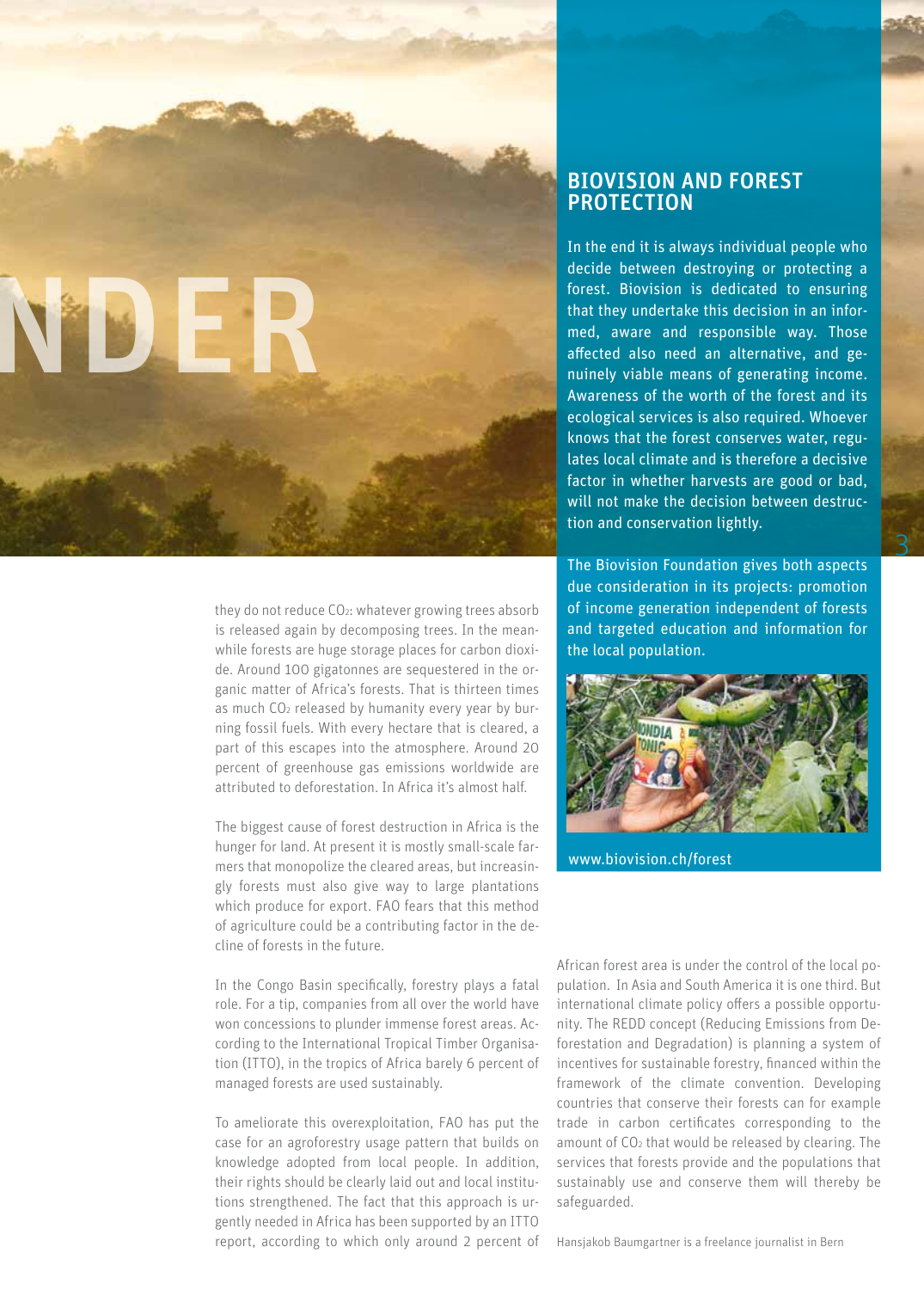they do not reduce $CO_2$: whatever growing trees absorb is released again by decomposing trees. In the meanwhile forests are huge storage places for carbon dioxide. Around 100 gigatonnes are sequestered in the organic matter of Africa's forests. That is thirteen times as much $CO_2$ released by humanity every year by burning fossil fuels. With every hectare that is cleared, a part of this escapes into the atmosphere. Around 20 percent of greenhouse gas emissions worldwide are attributed to deforestation. In Africa it's almost half.

The biggest cause of forest destruction in Africa is the hunger for land. At present it is mostly small-scale farmers that monopolize the cleared areas, but increasingly forests must also give way to large plantations which produce for export. FAO fears that this method of agriculture could be a contributing factor in the decline of forests in the future.

In the Congo Basin specifically, forestry plays a fatal role. For a tip, companies from all over the world have won concessions to plunder immense forest areas. According to the International Tropical Timber Organisation (ITTO), in the tropics of Africa barely 6 percent of managed forests are used sustainably.

To ameliorate this overexploitation, FAO has put the case for an agroforestry usage pattern that builds on knowledge adopted from local people. In addition, their rights should be clearly laid out and local institutions strengthened. The fact that this approach is urgently needed in Africa has been supported by an ITTO report, according to which only around 2 percent of African forest area is under the control of the local population. In Asia and South America it is one third. But international climate policy offers a possible opportunity. The REDD concept (Reducing Emissions from Deforestation and Degradation) is planning a system of incentives for sustainable forestry, financed within the framework of the climate convention. Developing countries that conserve their forests can for example trade in carbon certificates corresponding to the amount of $CO_2$ that would be released by clearing. The services that forests provide and the populations that sustainably use and conserve them will thereby be safeguarded.

Hansjakob Baumgartner is a freelance journalist in Bern

## BIOVISION AND FOREST PROTECTION

In the end it is always individual people who decide between destroying or protecting a forest. Biovision is dedicated to ensuring that they undertake this decision in an informed, aware and responsible way. Those affected also need an alternative, and genuinely viable means of generating income. Awareness of the worth of the forest and its ecological services is also required. Whoever knows that the forest conserves water, regulates local climate and is therefore a decisive factor in whether harvests are good or bad, will not make the decision between destruction and conservation lightly.

The Biovision Foundation gives both aspects due consideration in its projects: promotion of income generation independent of forests and targeted education and information for the local population.

www.biovision.ch/forest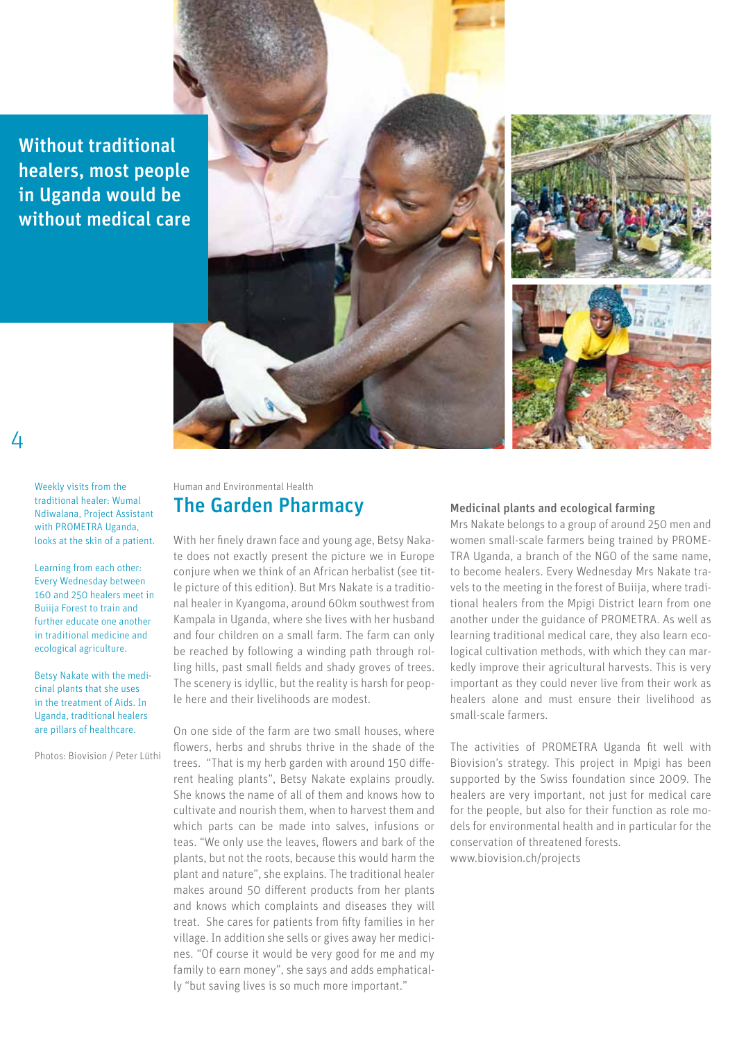**Without traditional healers, most people in Uganda would be without medical care**

Weekly visits from the traditional healer: Wumal Ndiwalana, Project Assistant with PROMETRA Uganda, looks at the skin of a patient.

Learning from each other: Every Wednesday between 160 and 250 healers meet in Buiija Forest to train and further educate one another in traditional medicine and ecological agriculture.

Betsy Nakate with the medicinal plants that she uses in the treatment of Aids. In Uganda, traditional healers are pillars of healthcare.

Photos: Biovision / Peter Lüthi

Human and Environmental Health

# The Garden Pharmacy

With her finely drawn face and young age, Betsy Nakate does not exactly present the picture we in Europe conjure when we think of an African herbalist (see title picture of this edition). But Mrs Nakate is a traditional healer in Kyangoma, around 60km southwest from Kampala in Uganda, where she lives with her husband and four children on a small farm. The farm can only be reached by following a winding path through rolling hills, past small fields and shady groves of trees. The scenery is idyllic, but the reality is harsh for people here and their livelihoods are modest.

On one side of the farm are two small houses, where flowers, herbs and shrubs thrive in the shade of the trees. "That is my herb garden with around 150 different healing plants", Betsy Nakate explains proudly. She knows the name of all of them and knows how to cultivate and nourish them, when to harvest them and which parts can be made into salves, infusions or teas. "We only use the leaves, flowers and bark of the plants, but not the roots, because this would harm the plant and nature", she explains. The traditional healer makes around 50 different products from her plants and knows which complaints and diseases they will treat. She cares for patients from fifty families in her village. In addition she sells or gives away her medicines. "Of course it would be very good for me and my family to earn money", she says and adds emphatically "but saving lives is so much more important."

### Medicinal plants and ecological farming

Mrs Nakate belongs to a group of around 250 men and women small-scale farmers being trained by PROMETRA Uganda, a branch of the NGO of the same name, to become healers. Every Wednesday Mrs Nakate travels to the meeting in the forest of Buiija, where traditional healers from the Mpigi District learn from one another under the guidance of PROMETRA. As well as learning traditional medical care, they also learn ecological cultivation methods, with which they can markedly improve their agricultural harvests. This is very important as they could never live from their work as healers alone and must ensure their livelihood as small-scale farmers.

The activities of PROMETRA Uganda fit well with Biovision's strategy. This project in Mpigi has been supported by the Swiss foundation since 2009. The healers are very important, not just for medical care for the people, but also for their function as role models for environmental health and in particular for the conservation of threatened forests.
www.biovision.ch/projects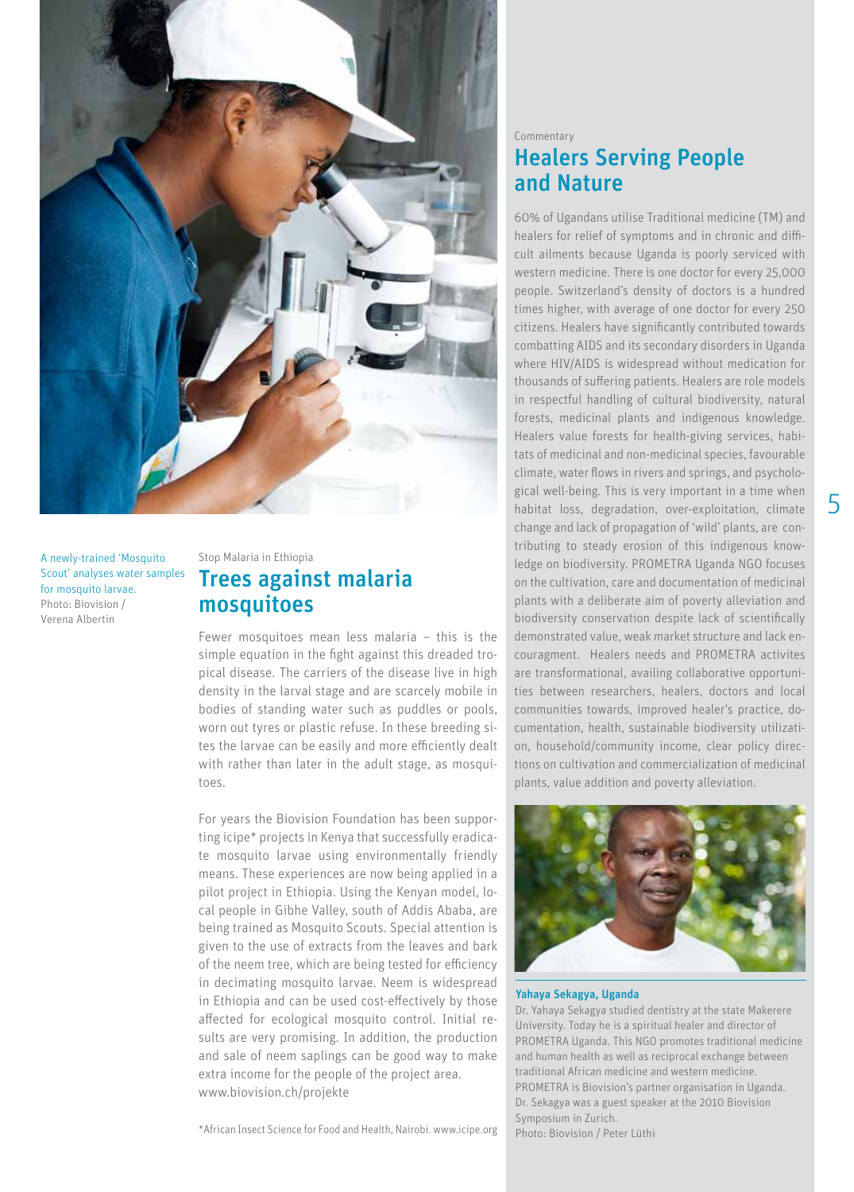A newly-trained 'Mosquito Scout' analyses water samples for mosquito larvae.
Photo: Biovision / Verena Albertin

Stop Malaria in Ethiopia

## Trees against malaria mosquitoes

Fewer mosquitoes mean less malaria – this is the simple equation in the fight against this dreaded tropical disease. The carriers of the disease live in high density in the larval stage and are scarcely mobile in bodies of standing water such as puddles or pools, worn out tyres or plastic refuse. In these breeding sites the larvae can be easily and more efficiently dealt with rather than later in the adult stage, as mosquitoes.

For years the Biovision Foundation has been supporting icipe* projects in Kenya that successfully eradicate mosquito larvae using environmentally friendly means. These experiences are now being applied in a pilot project in Ethiopia. Using the Kenyan model, local people in Gibhe Valley, south of Addis Ababa, are being trained as Mosquito Scouts. Special attention is given to the use of extracts from the leaves and bark of the neem tree, which are being tested for efficiency in decimating mosquito larvae. Neem is widespread in Ethiopia and can be used cost-effectively by those affected for ecological mosquito control. Initial results are very promising. In addition, the production and sale of neem saplings can be good way to make extra income for the people of the project area.
www.biovision.ch/projekte

*African Insect Science for Food and Health, Nairobi. www.icipe.org

Commentary

## Healers Serving People and Nature

60% of Ugandans utilise Traditional medicine (TM) and healers for relief of symptoms and in chronic and difficult ailments because Uganda is poorly serviced with western medicine. There is one doctor for every 25,000 people. Switzerland's density of doctors is a hundred times higher, with average of one doctor for every 250 citizens. Healers have significantly contributed towards combatting AIDS and its secondary disorders in Uganda where HIV/AIDS is widespread without medication for thousands of suffering patients. Healers are role models in respectful handling of cultural biodiversity, natural forests, medicinal plants and indigenous knowledge. Healers value forests for health-giving services, habitats of medicinal and non-medicinal species, favourable climate, water flows in rivers and springs, and psychological well-being. This is very important in a time when habitat loss, degradation, over-exploitation, climate change and lack of propagation of 'wild' plants, are contributing to steady erosion of this indigenous knowledge on biodiversity. PROMETRA Uganda NGO focuses on the cultivation, care and documentation of medicinal plants with a deliberate aim of poverty alleviation and biodiversity conservation despite lack of scientifically demonstrated value, weak market structure and lack encouragment. Healers needs and PROMETRA activites are transformational, availing collaborative opportunities between researchers, healers, doctors and local communities towards, improved healer's practice, documentation, health, sustainable biodiversity utilization, household/community income, clear policy directions on cultivation and commercialization of medicinal plants, value addition and poverty alleviation.

**Yahaya Sekagya, Uganda**
Dr. Yahaya Sekagya studied dentistry at the state Makerere University. Today he is a spiritual healer and director of PROMETRA Uganda. This NGO promotes traditional medicine and human health as well as reciprocal exchange between traditional African medicine and western medicine. PROMETRA is Biovision's partner organisation in Uganda. Dr. Sekagya was a guest speaker at the 2010 Biovision Symposium in Zurich.
Photo: Biovision / Peter Lüthi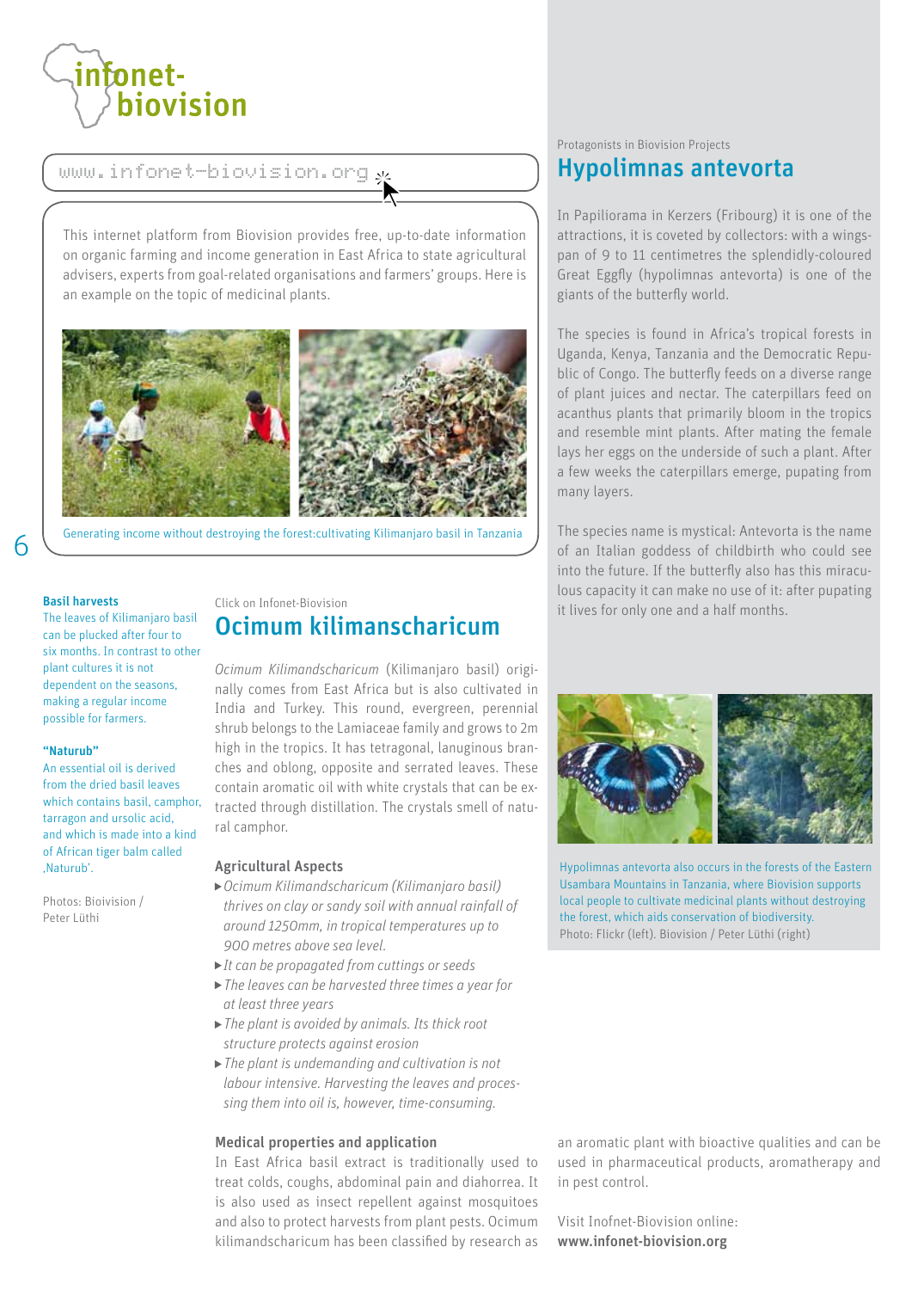infonet-biovision

www.infonet-biovision.org

This internet platform from Biovision provides free, up-to-date information on organic farming and income generation in East Africa to state agricultural advisers, experts from goal-related organisations and farmers' groups. Here is an example on the topic of medicinal plants.

Generating income without destroying the forest:cultivating Kilimanjaro basil in Tanzania

**Basil harvests**
The leaves of Kilimanjaro basil can be plucked after four to six months. In contrast to other plant cultures it is not dependent on the seasons, making a regular income possible for farmers.

**"Naturub"**
An essential oil is derived from the dried basil leaves which contains basil, camphor, tarragon and ursolic acid, and which is made into a kind of African tiger balm called ‚Naturub'.

Photos: Bioivision / Peter Lüthi

Click on Infonet-Biovision

## Ocimum kilimanscharicum

*Ocimum Kilimandscharicum* (Kilimanjaro basil) originally comes from East Africa but is also cultivated in India and Turkey. This round, evergreen, perennial shrub belongs to the Lamiaceae family and grows to 2m high in the tropics. It has tetragonal, lanuginous branches and oblong, opposite and serrated leaves. These contain aromatic oil with white crystals that can be extracted through distillation. The crystals smell of natural camphor.

### Agricultural Aspects

- *Ocimum Kilimandscharicum (Kilimanjaro basil) thrives on clay or sandy soil with annual rainfall of around 1250mm, in tropical temperatures up to 900 metres above sea level.*
- *It can be propagated from cuttings or seeds*
- *The leaves can be harvested three times a year for at least three years*
- *The plant is avoided by animals. Its thick root structure protects against erosion*
- *The plant is undemanding and cultivation is not labour intensive. Harvesting the leaves and processing them into oil is, however, time-consuming.*

### Medical properties and application

In East Africa basil extract is traditionally used to treat colds, coughs, abdominal pain and diahorrea. It is also used as insect repellent against mosquitoes and also to protect harvests from plant pests. Ocimum kilimandscharicum has been classified by research as an aromatic plant with bioactive qualities and can be used in pharmaceutical products, aromatherapy and in pest control.

Visit Inofnet-Biovision online:
**www.infonet-biovision.org**

Protagonists in Biovision Projects

## Hypolimnas antevorta

In Papiliorama in Kerzers (Fribourg) it is one of the attractions, it is coveted by collectors: with a wingspan of 9 to 11 centimetres the splendidly-coloured Great Eggfly (hypolimnas antevorta) is one of the giants of the butterfly world.

The species is found in Africa's tropical forests in Uganda, Kenya, Tanzania and the Democratic Republic of Congo. The butterfly feeds on a diverse range of plant juices and nectar. The caterpillars feed on acanthus plants that primarily bloom in the tropics and resemble mint plants. After mating the female lays her eggs on the underside of such a plant. After a few weeks the caterpillars emerge, pupating from many layers.

The species name is mystical: Antevorta is the name of an Italian goddess of childbirth who could see into the future. If the butterfly also has this miraculous capacity it can make no use of it: after pupating it lives for only one and a half months.

Hypolimnas antevorta also occurs in the forests of the Eastern Usambara Mountains in Tanzania, where Biovision supports local people to cultivate medicinal plants without destroying the forest, which aids conservation of biodiversity.
Photo: Flickr (left). Biovision / Peter Lüthi (right)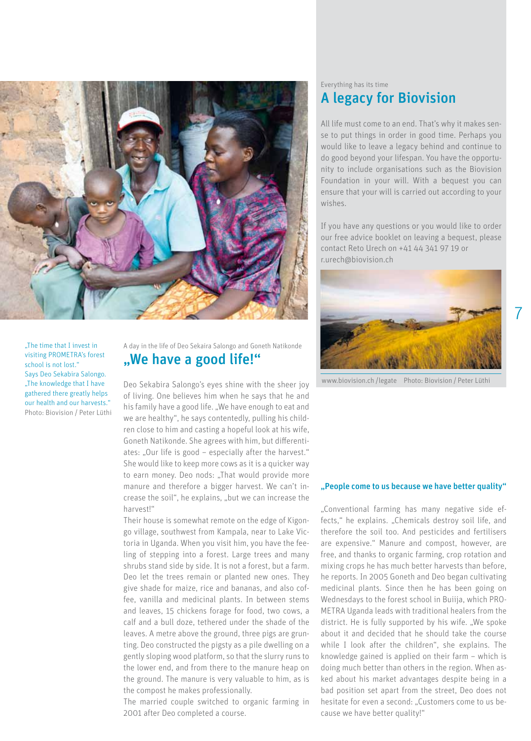„The time that I invest in visiting PROMETRA's forest school is not lost." Says Deo Sekabira Salongo. „The knowledge that I have gathered there greatly helps our health and our harvests." Photo: Biovision / Peter Lüthi

A day in the life of Deo Sekaira Salongo and Goneth Natikonde

## „We have a good life!"

Deo Sekabira Salongo's eyes shine with the sheer joy of living. One believes him when he says that he and his family have a good life. „We have enough to eat and we are healthy", he says contentedly, pulling his children close to him and casting a hopeful look at his wife, Goneth Natikonde. She agrees with him, but differentiates: „Our life is good – especially after the harvest." She would like to keep more cows as it is a quicker way to earn money. Deo nods: „That would provide more manure and therefore a bigger harvest. We can't increase the soil", he explains, „but we can increase the harvest!"

Their house is somewhat remote on the edge of Kigongo village, southwest from Kampala, near to Lake Victoria in Uganda. When you visit him, you have the feeling of stepping into a forest. Large trees and many shrubs stand side by side. It is not a forest, but a farm. Deo let the trees remain or planted new ones. They give shade for maize, rice and bananas, and also coffee, vanilla and medicinal plants. In between stems and leaves, 15 chickens forage for food, two cows, a calf and a bull doze, tethered under the shade of the leaves. A metre above the ground, three pigs are grunting. Deo constructed the pigsty as a pile dwelling on a gently sloping wood platform, so that the slurry runs to the lower end, and from there to the manure heap on the ground. The manure is very valuable to him, as is the compost he makes professionally.

The married couple switched to organic farming in 2001 after Deo completed a course.

### „People come to us because we have better quality"

„Conventional farming has many negative side effects," he explains. „Chemicals destroy soil life, and therefore the soil too. And pesticides and fertilisers are expensive." Manure and compost, however, are free, and thanks to organic farming, crop rotation and mixing crops he has much better harvests than before, he reports. In 2005 Goneth and Deo began cultivating medicinal plants. Since then he has been going on Wednesdays to the forest school in Buiija, which PROMETRA Uganda leads with traditional healers from the district. He is fully supported by his wife. „We spoke about it and decided that he should take the course while I look after the children", she explains. The knowledge gained is applied on their farm – which is doing much better than others in the region. When asked about his market advantages despite being in a bad position set apart from the street, Deo does not hesitate for even a second: „Customers come to us because we have better quality!"

Everything has its time

## A legacy for Biovision

All life must come to an end. That's why it makes sense to put things in order in good time. Perhaps you would like to leave a legacy behind and continue to do good beyond your lifespan. You have the opportunity to include organisations such as the Biovision Foundation in your will. With a bequest you can ensure that your will is carried out according to your wishes.

If you have any questions or you would like to order our free advice booklet on leaving a bequest, please contact Reto Urech on +41 44 341 97 19 or r.urech@biovision.ch

www.biovision.ch/legate Photo: Biovision / Peter Lüthi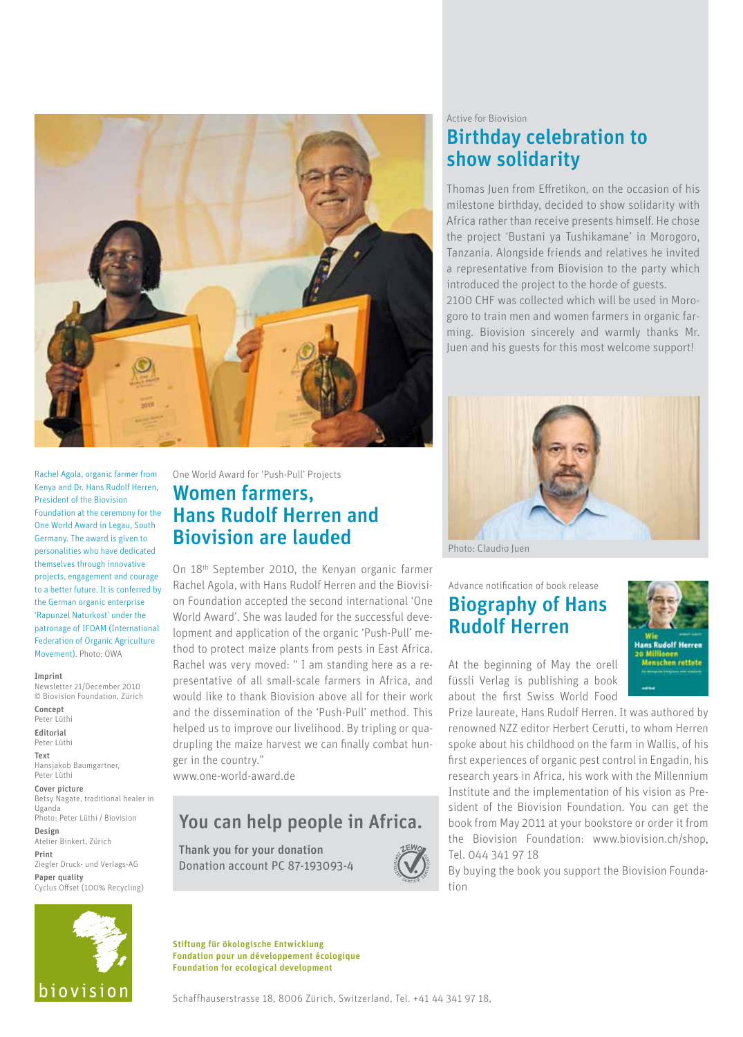Rachel Agola, organic farmer from Kenya and Dr. Hans Rudolf Herren, President of the Biovision Foundation at the ceremony for the One World Award in Legau, South Germany. The award is given to personalities who have dedicated themselves through innovative projects, engagement and courage to a better future. It is conferred by the German organic enterprise 'Rapunzel Naturkost' under the patronage of IFOAM (International Federation of Organic Agriculture Movement). Photo: OWA

One World Award for 'Push-Pull' Projects

## Women farmers, Hans Rudolf Herren and Biovision are lauded

On 18th September 2010, the Kenyan organic farmer Rachel Agola, with Hans Rudolf Herren and the Biovision Foundation accepted the second international 'One World Award'. She was lauded for the successful development and application of the organic 'Push-Pull' method to protect maize plants from pests in East Africa. Rachel was very moved: " I am standing here as a representative of all small-scale farmers in Africa, and would like to thank Biovision above all for their work and the dissemination of the 'Push-Pull' method. This helped us to improve our livelihood. By tripling or quadrupling the maize harvest we can finally combat hunger in the country."
www.one-world-award.de

**Imprint**
Newsletter 21/December 2010
© Biovision Foundation, Zürich

**Concept**
Peter Lüthi

**Editorial**
Peter Lüthi

**Text**
Hansjakob Baumgartner, Peter Lüthi

**Cover picture**
Betsy Nagate, traditional healer in Uganda
Photo: Peter Lüthi / Biovision

**Design**
Atelier Binkert, Zürich

**Print**
Ziegler Druck- und Verlags-AG

**Paper quality**
Cyclus Offset (100% Recycling)

## You can help people in Africa.

Thank you for your donation
Donation account PC 87-193093-4

Active for Biovision

## Birthday celebration to show solidarity

Thomas Juen from Effretikon, on the occasion of his milestone birthday, decided to show solidarity with Africa rather than receive presents himself. He chose the project 'Bustani ya Tushikamane' in Morogoro, Tanzania. Alongside friends and relatives he invited a representative from Biovision to the party which introduced the project to the horde of guests.
2100 CHF was collected which will be used in Morogoro to train men and women farmers in organic farming. Biovision sincerely and warmly thanks Mr. Juen and his guests for this most welcome support!

Photo: Claudio Juen

Advance notification of book release

## Biography of Hans Rudolf Herren

At the beginning of May the orell füssli Verlag is publishing a book about the first Swiss World Food Prize laureate, Hans Rudolf Herren. It was authored by renowned NZZ editor Herbert Cerutti, to whom Herren spoke about his childhood on the farm in Wallis, of his first experiences of organic pest control in Engadin, his research years in Africa, his work with the Millennium Institute and the implementation of his vision as President of the Biovision Foundation. You can get the book from May 2011 at your bookstore or order it from the Biovision Foundation: www.biovision.ch/shop, Tel. 044 341 97 18
By buying the book you support the Biovision Foundation

biovision

**Stiftung für ökologische Entwicklung**
**Fondation pour un développement écologique**
**Foundation for ecological development**

Schaffhauserstrasse 18, 8006 Zürich, Switzerland, Tel. +41 44 341 97 18,